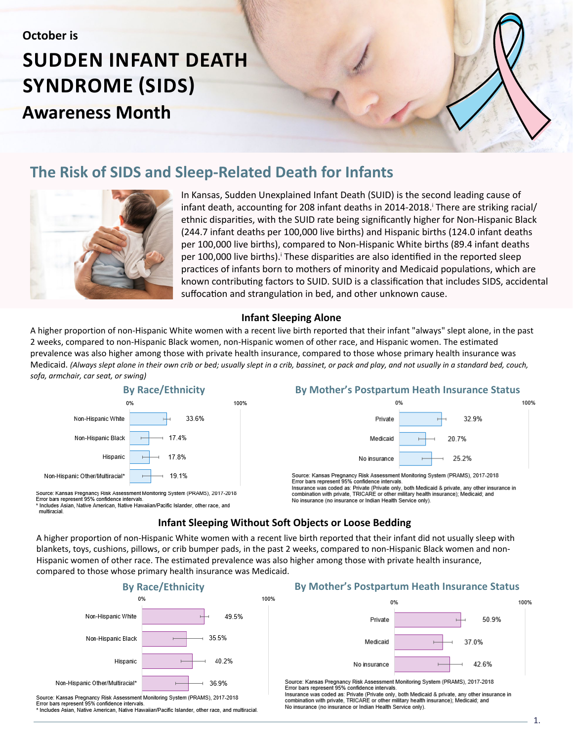October is

# SUDDEN INFANT DEATH SYNDROME (SIDS) Awareness Month

## The Risk of SIDS and Sleep-Related Death for Infants

In Kansas, Sudden Unexplained Infant Death (SUID) is the second leading cause of infant death, accounting for 208 infant deaths in 2014-2018.[i] There are striking racial/ethnic disparities, with the SUID rate being significantly higher for Non-Hispanic Black (244.7 infant deaths per 100,000 live births) and Hispanic births (124.0 infant deaths per 100,000 live births), compared to Non-Hispanic White births (89.4 infant deaths per 100,000 live births).[i] These disparities are also identified in the reported sleep practices of infants born to mothers of minority and Medicaid populations, which are known contributing factors to SUID. SUID is a classification that includes SIDS, accidental suffocation and strangulation in bed, and other unknown cause.

### Infant Sleeping Alone

A higher proportion of non-Hispanic White women with a recent live birth reported that their infant "always" slept alone, in the past 2 weeks, compared to non-Hispanic Black women, non-Hispanic women of other race, and Hispanic women. The estimated prevalence was also higher among those with private health insurance, compared to those whose primary health insurance was Medicaid. *(Always slept alone in their own crib or bed; usually slept in a crib, bassinet, or pack and play, and not usually in a standard bed, couch, sofa, armchair, car seat, or swing)*

**By Race/Ethnicity**

| Race/Ethnicity | Percent |
|---|---|
| Non-Hispanic White | 33.6% |
| Non-Hispanic Black | 17.4% |
| Hispanic | 17.8% |
| Non-Hispanic Other/Multiracial* | 19.1% |

Source: Kansas Pregnancy Risk Assessment Monitoring System (PRAMS), 2017-2018
Error bars represent 95% confidence intervals.
* Includes Asian, Native American, Native Hawaiian/Pacific Islander, other race, and multiracial.

**By Mother's Postpartum Heath Insurance Status**

| Insurance Status | Percent |
|---|---|
| Private | 32.9% |
| Medicaid | 20.7% |
| No insurance | 25.2% |

Source: Kansas Pregnancy Risk Assessment Monitoring System (PRAMS), 2017-2018
Error bars represent 95% confidence intervals.
Insurance was coded as: Private (Private only, both Medicaid & private, any other insurance in combination with private, TRICARE or other military health insurance); Medicaid; and No insurance (no insurance or Indian Health Service only).

### Infant Sleeping Without Soft Objects or Loose Bedding

A higher proportion of non-Hispanic White women with a recent live birth reported that their infant did not usually sleep with blankets, toys, cushions, pillows, or crib bumper pads, in the past 2 weeks, compared to non-Hispanic Black women and non-Hispanic women of other race. The estimated prevalence was also higher among those with private health insurance, compared to those whose primary health insurance was Medicaid.

**By Race/Ethnicity**

| Race/Ethnicity | Percent |
|---|---|
| Non-Hispanic White | 49.5% |
| Non-Hispanic Black | 35.5% |
| Hispanic | 40.2% |
| Non-Hispanic Other/Multiracial* | 36.9% |

Source: Kansas Pregnancy Risk Assessment Monitoring System (PRAMS), 2017-2018
Error bars represent 95% confidence intervals.
* Includes Asian, Native American, Native Hawaiian/Pacific Islander, other race, and multiracial.

**By Mother's Postpartum Heath Insurance Status**

| Insurance Status | Percent |
|---|---|
| Private | 50.9% |
| Medicaid | 37.0% |
| No insurance | 42.6% |

Source: Kansas Pregnancy Risk Assessment Monitoring System (PRAMS), 2017-2018
Error bars represent 95% confidence intervals.
Insurance was coded as: Private (Private only, both Medicaid & private, any other insurance in combination with private, TRICARE or other military health insurance); Medicaid; and No insurance (no insurance or Indian Health Service only).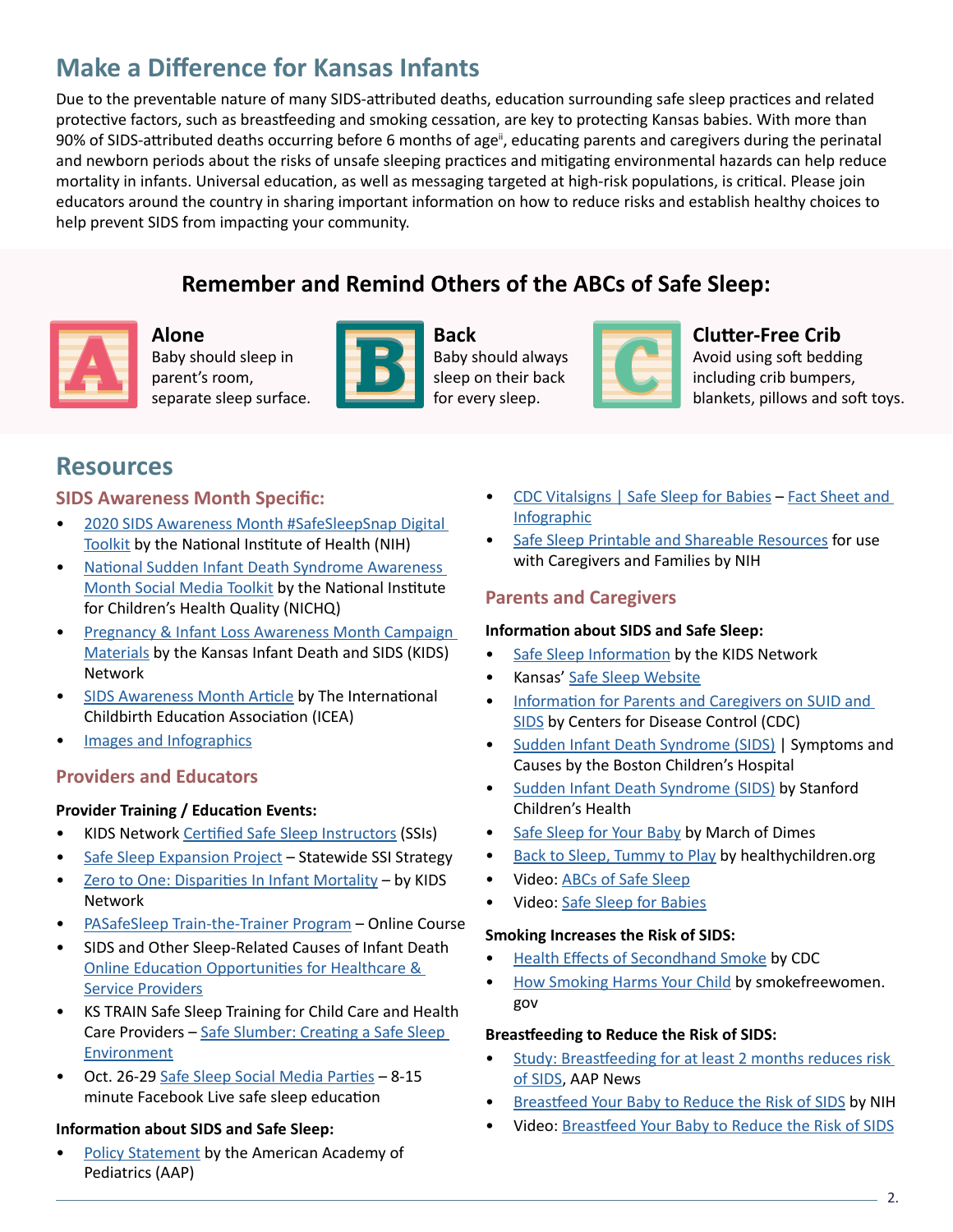## Make a Difference for Kansas Infants

Due to the preventable nature of many SIDS-attributed deaths, education surrounding safe sleep practices and related protective factors, such as breastfeeding and smoking cessation, are key to protecting Kansas babies. With more than 90% of SIDS-attributed deaths occurring before 6 months of age[ii], educating parents and caregivers during the perinatal and newborn periods about the risks of unsafe sleeping practices and mitigating environmental hazards can help reduce mortality in infants. Universal education, as well as messaging targeted at high-risk populations, is critical. Please join educators around the country in sharing important information on how to reduce risks and establish healthy choices to help prevent SIDS from impacting your community.

### Remember and Remind Others of the ABCs of Safe Sleep:

**A — Alone**
Baby should sleep in parent's room, separate sleep surface.

**B — Back**
Baby should always sleep on their back for every sleep.

**C — Clutter-Free Crib**
Avoid using soft bedding including crib bumpers, blankets, pillows and soft toys.

## Resources

### SIDS Awareness Month Specific:

- 2020 SIDS Awareness Month #SafeSleepSnap Digital Toolkit by the National Institute of Health (NIH)
- National Sudden Infant Death Syndrome Awareness Month Social Media Toolkit by the National Institute for Children's Health Quality (NICHQ)
- Pregnancy & Infant Loss Awareness Month Campaign Materials by the Kansas Infant Death and SIDS (KIDS) Network
- SIDS Awareness Month Article by The International Childbirth Education Association (ICEA)
- Images and Infographics

### Providers and Educators

**Provider Training / Education Events:**

- KIDS Network Certified Safe Sleep Instructors (SSIs)
- Safe Sleep Expansion Project – Statewide SSI Strategy
- Zero to One: Disparities In Infant Mortality – by KIDS Network
- PASafeSleep Train-the-Trainer Program – Online Course
- SIDS and Other Sleep-Related Causes of Infant Death Online Education Opportunities for Healthcare & Service Providers
- KS TRAIN Safe Sleep Training for Child Care and Health Care Providers – Safe Slumber: Creating a Safe Sleep Environment
- Oct. 26-29 Safe Sleep Social Media Parties – 8-15 minute Facebook Live safe sleep education

**Information about SIDS and Safe Sleep:**

- Policy Statement by the American Academy of Pediatrics (AAP)
- CDC Vitalsigns | Safe Sleep for Babies – Fact Sheet and Infographic
- Safe Sleep Printable and Shareable Resources for use with Caregivers and Families by NIH

### Parents and Caregivers

**Information about SIDS and Safe Sleep:**

- Safe Sleep Information by the KIDS Network
- Kansas' Safe Sleep Website
- Information for Parents and Caregivers on SUID and SIDS by Centers for Disease Control (CDC)
- Sudden Infant Death Syndrome (SIDS) | Symptoms and Causes by the Boston Children's Hospital
- Sudden Infant Death Syndrome (SIDS) by Stanford Children's Health
- Safe Sleep for Your Baby by March of Dimes
- Back to Sleep, Tummy to Play by healthychildren.org
- Video: ABCs of Safe Sleep
- Video: Safe Sleep for Babies

**Smoking Increases the Risk of SIDS:**

- Health Effects of Secondhand Smoke by CDC
- How Smoking Harms Your Child by smokefreewomen.gov

**Breastfeeding to Reduce the Risk of SIDS:**

- Study: Breastfeeding for at least 2 months reduces risk of SIDS, AAP News
- Breastfeed Your Baby to Reduce the Risk of SIDS by NIH
- Video: Breastfeed Your Baby to Reduce the Risk of SIDS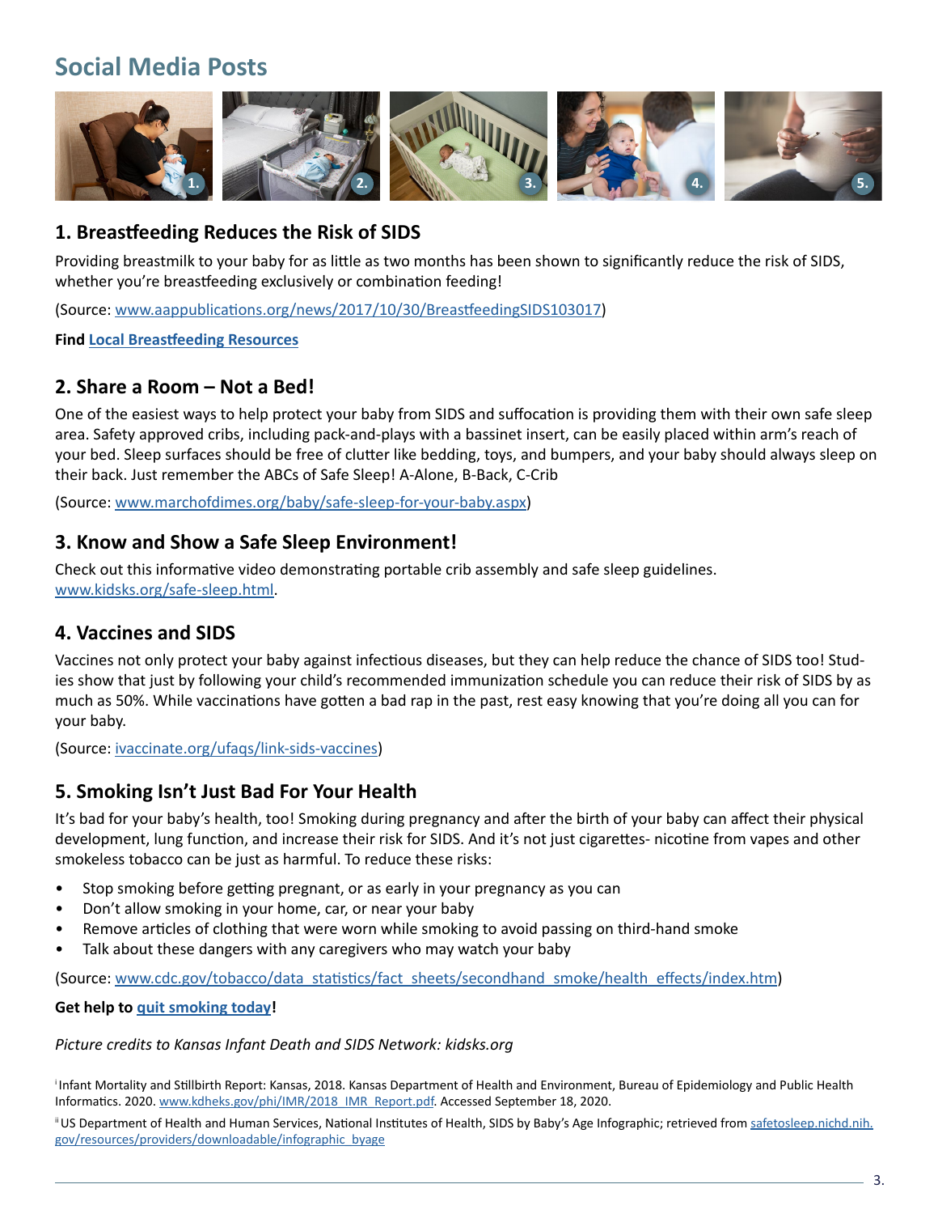## Social Media Posts

### 1. Breastfeeding Reduces the Risk of SIDS

Providing breastmilk to your baby for as little as two months has been shown to significantly reduce the risk of SIDS, whether you're breastfeeding exclusively or combination feeding!

(Source: www.aappublications.org/news/2017/10/30/BreastfeedingSIDS103017)

**Find Local Breastfeeding Resources**

### 2. Share a Room – Not a Bed!

One of the easiest ways to help protect your baby from SIDS and suffocation is providing them with their own safe sleep area. Safety approved cribs, including pack-and-plays with a bassinet insert, can be easily placed within arm's reach of your bed. Sleep surfaces should be free of clutter like bedding, toys, and bumpers, and your baby should always sleep on their back. Just remember the ABCs of Safe Sleep! A-Alone, B-Back, C-Crib

(Source: www.marchofdimes.org/baby/safe-sleep-for-your-baby.aspx)

### 3. Know and Show a Safe Sleep Environment!

Check out this informative video demonstrating portable crib assembly and safe sleep guidelines. www.kidsks.org/safe-sleep.html.

### 4. Vaccines and SIDS

Vaccines not only protect your baby against infectious diseases, but they can help reduce the chance of SIDS too! Studies show that just by following your child's recommended immunization schedule you can reduce their risk of SIDS by as much as 50%. While vaccinations have gotten a bad rap in the past, rest easy knowing that you're doing all you can for your baby.

(Source: ivaccinate.org/ufaqs/link-sids-vaccines)

### 5. Smoking Isn't Just Bad For Your Health

It's bad for your baby's health, too! Smoking during pregnancy and after the birth of your baby can affect their physical development, lung function, and increase their risk for SIDS. And it's not just cigarettes- nicotine from vapes and other smokeless tobacco can be just as harmful. To reduce these risks:

- Stop smoking before getting pregnant, or as early in your pregnancy as you can
- Don't allow smoking in your home, car, or near your baby
- Remove articles of clothing that were worn while smoking to avoid passing on third-hand smoke
- Talk about these dangers with any caregivers who may watch your baby

(Source: www.cdc.gov/tobacco/data_statistics/fact_sheets/secondhand_smoke/health_effects/index.htm)

**Get help to quit smoking today!**

*Picture credits to Kansas Infant Death and SIDS Network: kidsks.org*

[i] Infant Mortality and Stillbirth Report: Kansas, 2018. Kansas Department of Health and Environment, Bureau of Epidemiology and Public Health Informatics. 2020. www.kdheks.gov/phi/IMR/2018_IMR_Report.pdf. Accessed September 18, 2020.

[ii] US Department of Health and Human Services, National Institutes of Health, SIDS by Baby's Age Infographic; retrieved from safetosleep.nichd.nih.gov/resources/providers/downloadable/infographic_byage